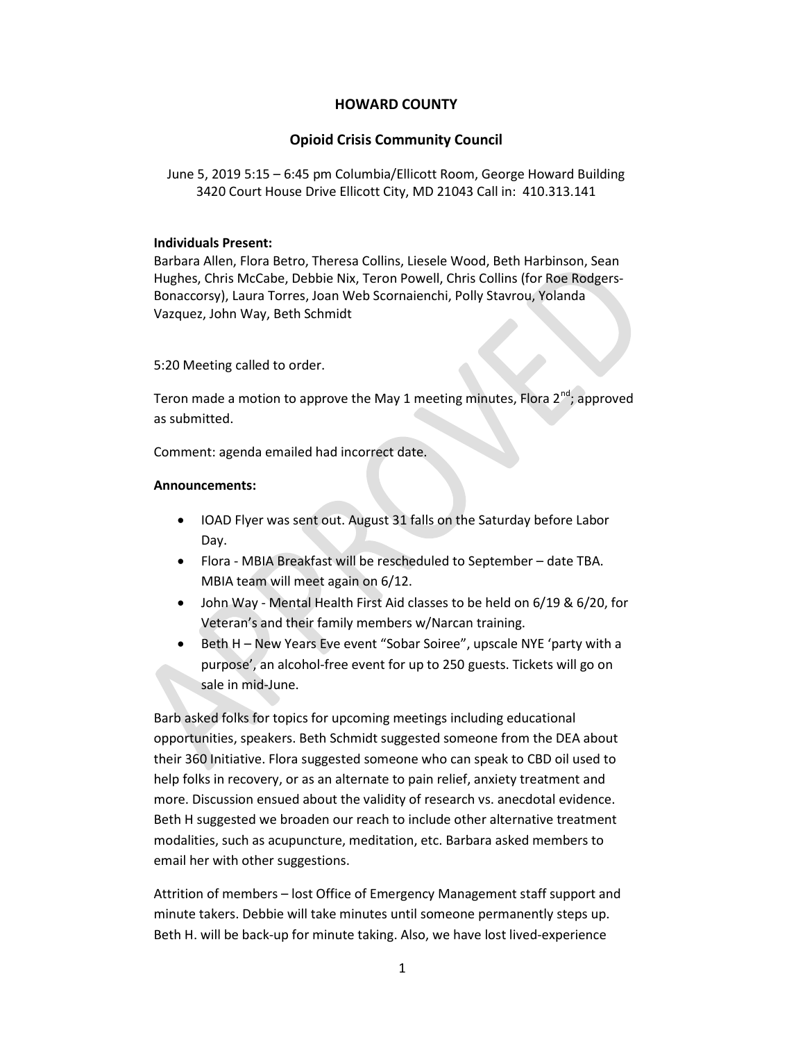# HOWARD COUNTY

## Opioid Crisis Community Council

June 5, 2019 5:15 – 6:45 pm Columbia/Ellicott Room, George Howard Building 3420 Court House Drive Ellicott City, MD 21043 Call in: 410.313.141

**Individuals Present:**
Barbara Allen, Flora Betro, Theresa Collins, Liesele Wood, Beth Harbinson, Sean Hughes, Chris McCabe, Debbie Nix, Teron Powell, Chris Collins (for Roe Rodgers-Bonaccorsy), Laura Torres, Joan Web Scornaienchi, Polly Stavrou, Yolanda Vazquez, John Way, Beth Schmidt

5:20 Meeting called to order.

Teron made a motion to approve the May 1 meeting minutes, Flora 2nd; approved as submitted.

Comment: agenda emailed had incorrect date.

**Announcements:**

- IOAD Flyer was sent out. August 31 falls on the Saturday before Labor Day.
- Flora - MBIA Breakfast will be rescheduled to September – date TBA. MBIA team will meet again on 6/12.
- John Way - Mental Health First Aid classes to be held on 6/19 & 6/20, for Veteran's and their family members w/Narcan training.
- Beth H – New Years Eve event "Sobar Soiree", upscale NYE 'party with a purpose', an alcohol-free event for up to 250 guests. Tickets will go on sale in mid-June.

Barb asked folks for topics for upcoming meetings including educational opportunities, speakers. Beth Schmidt suggested someone from the DEA about their 360 Initiative. Flora suggested someone who can speak to CBD oil used to help folks in recovery, or as an alternate to pain relief, anxiety treatment and more. Discussion ensued about the validity of research vs. anecdotal evidence. Beth H suggested we broaden our reach to include other alternative treatment modalities, such as acupuncture, meditation, etc. Barbara asked members to email her with other suggestions.

Attrition of members – lost Office of Emergency Management staff support and minute takers. Debbie will take minutes until someone permanently steps up. Beth H. will be back-up for minute taking. Also, we have lost lived-experience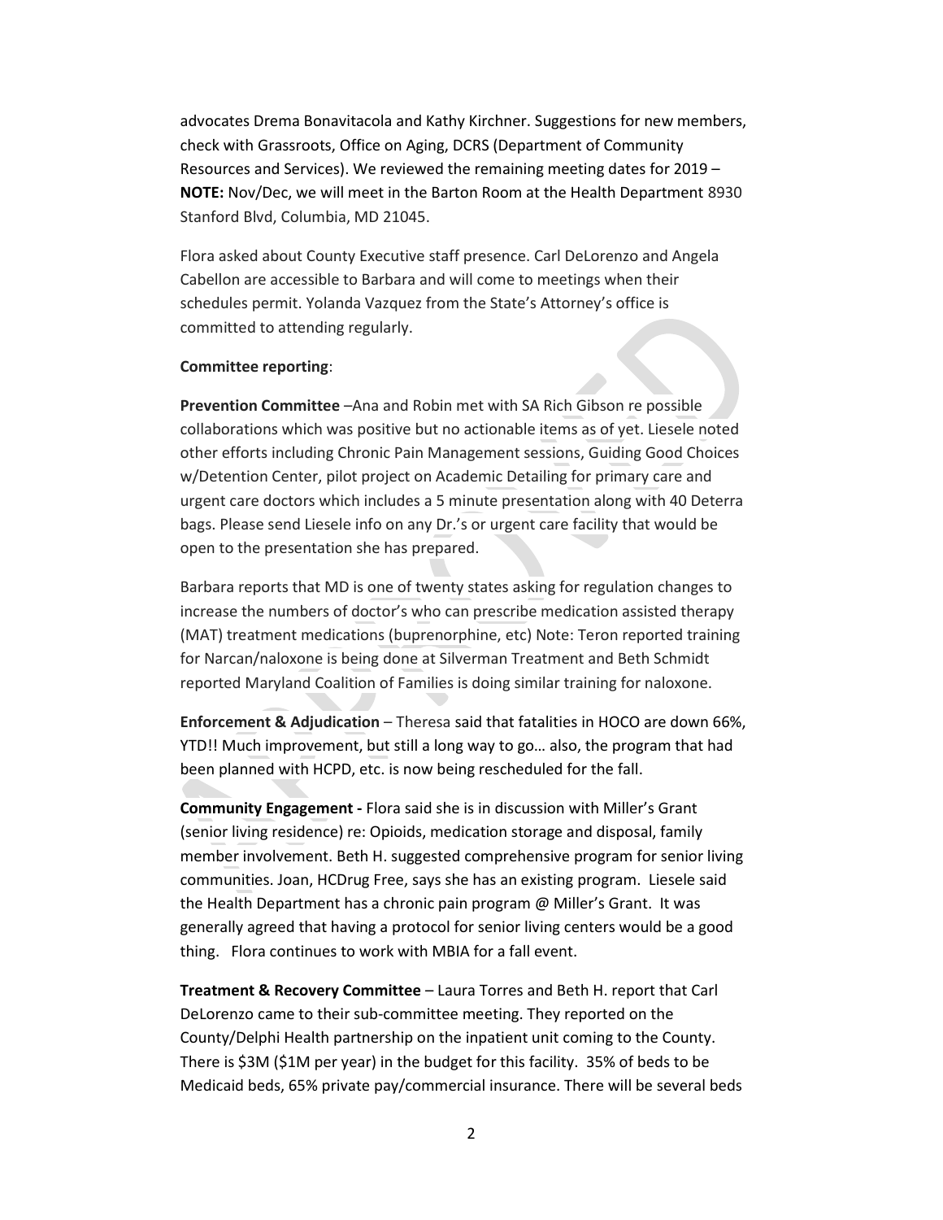advocates Drema Bonavitacola and Kathy Kirchner. Suggestions for new members, check with Grassroots, Office on Aging, DCRS (Department of Community Resources and Services). We reviewed the remaining meeting dates for 2019 – **NOTE:** Nov/Dec, we will meet in the Barton Room at the Health Department 8930 Stanford Blvd, Columbia, MD 21045.

Flora asked about County Executive staff presence. Carl DeLorenzo and Angela Cabellon are accessible to Barbara and will come to meetings when their schedules permit. Yolanda Vazquez from the State's Attorney's office is committed to attending regularly.

**Committee reporting**:

**Prevention Committee** –Ana and Robin met with SA Rich Gibson re possible collaborations which was positive but no actionable items as of yet. Liesele noted other efforts including Chronic Pain Management sessions, Guiding Good Choices w/Detention Center, pilot project on Academic Detailing for primary care and urgent care doctors which includes a 5 minute presentation along with 40 Deterra bags. Please send Liesele info on any Dr.'s or urgent care facility that would be open to the presentation she has prepared.

Barbara reports that MD is one of twenty states asking for regulation changes to increase the numbers of doctor's who can prescribe medication assisted therapy (MAT) treatment medications (buprenorphine, etc) Note: Teron reported training for Narcan/naloxone is being done at Silverman Treatment and Beth Schmidt reported Maryland Coalition of Families is doing similar training for naloxone.

**Enforcement & Adjudication** – Theresa said that fatalities in HOCO are down 66%, YTD!! Much improvement, but still a long way to go… also, the program that had been planned with HCPD, etc. is now being rescheduled for the fall.

**Community Engagement -** Flora said she is in discussion with Miller's Grant (senior living residence) re: Opioids, medication storage and disposal, family member involvement. Beth H. suggested comprehensive program for senior living communities. Joan, HCDrug Free, says she has an existing program. Liesele said the Health Department has a chronic pain program @ Miller's Grant. It was generally agreed that having a protocol for senior living centers would be a good thing. Flora continues to work with MBIA for a fall event.

**Treatment & Recovery Committee** – Laura Torres and Beth H. report that Carl DeLorenzo came to their sub-committee meeting. They reported on the County/Delphi Health partnership on the inpatient unit coming to the County. There is $3M ($1M per year) in the budget for this facility. 35% of beds to be Medicaid beds, 65% private pay/commercial insurance. There will be several beds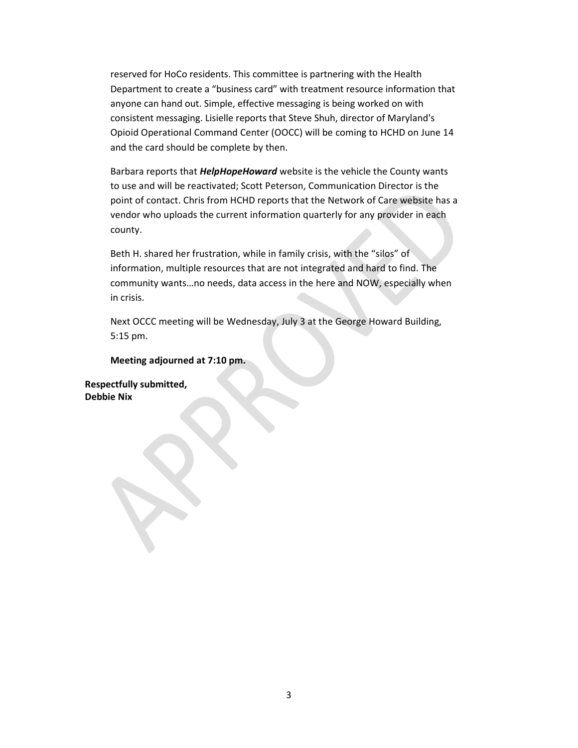reserved for HoCo residents. This committee is partnering with the Health Department to create a "business card" with treatment resource information that anyone can hand out. Simple, effective messaging is being worked on with consistent messaging. Lisielle reports that Steve Shuh, director of Maryland's Opioid Operational Command Center (OOCC) will be coming to HCHD on June 14 and the card should be complete by then.

Barbara reports that ***HelpHopeHoward*** website is the vehicle the County wants to use and will be reactivated; Scott Peterson, Communication Director is the point of contact. Chris from HCHD reports that the Network of Care website has a vendor who uploads the current information quarterly for any provider in each county.

Beth H. shared her frustration, while in family crisis, with the "silos" of information, multiple resources that are not integrated and hard to find. The community wants…no needs, data access in the here and NOW, especially when in crisis.

Next OCCC meeting will be Wednesday, July 3 at the George Howard Building, 5:15 pm.

**Meeting adjourned at 7:10 pm.**

**Respectfully submitted,**
**Debbie Nix**